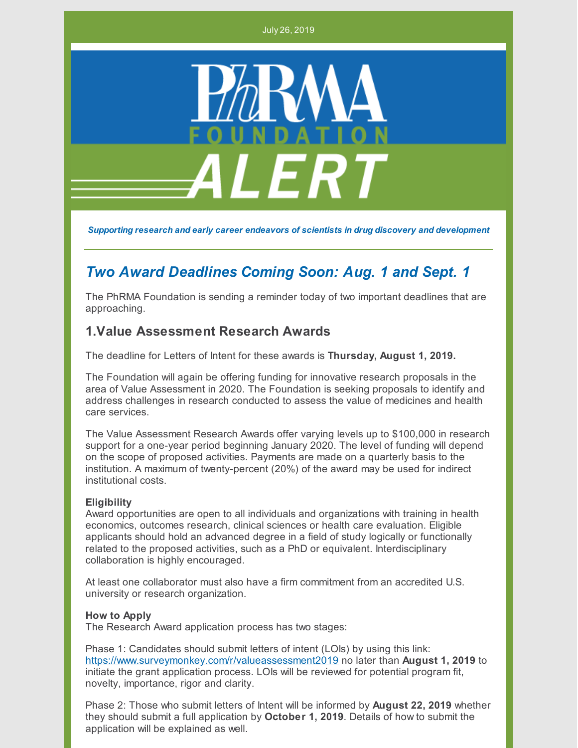July 26, 2019

PhRMA FOUNDATION ALERT

***Supporting research and early career endeavors of scientists in drug discovery and development***

## *Two Award Deadlines Coming Soon: Aug. 1 and Sept. 1*

The PhRMA Foundation is sending a reminder today of two important deadlines that are approaching.

### 1.Value Assessment Research Awards

The deadline for Letters of Intent for these awards is **Thursday, August 1, 2019.**

The Foundation will again be offering funding for innovative research proposals in the area of Value Assessment in 2020. The Foundation is seeking proposals to identify and address challenges in research conducted to assess the value of medicines and health care services.

The Value Assessment Research Awards offer varying levels up to $100,000 in research support for a one-year period beginning January 2020. The level of funding will depend on the scope of proposed activities. Payments are made on a quarterly basis to the institution. A maximum of twenty-percent (20%) of the award may be used for indirect institutional costs.

**Eligibility**
Award opportunities are open to all individuals and organizations with training in health economics, outcomes research, clinical sciences or health care evaluation. Eligible applicants should hold an advanced degree in a field of study logically or functionally related to the proposed activities, such as a PhD or equivalent. Interdisciplinary collaboration is highly encouraged.

At least one collaborator must also have a firm commitment from an accredited U.S. university or research organization.

**How to Apply**
The Research Award application process has two stages:

Phase 1: Candidates should submit letters of intent (LOIs) by using this link: https://www.surveymonkey.com/r/valueassessment2019 no later than **August 1, 2019** to initiate the grant application process. LOIs will be reviewed for potential program fit, novelty, importance, rigor and clarity.

Phase 2: Those who submit letters of Intent will be informed by **August 22, 2019** whether they should submit a full application by **October 1, 2019**. Details of how to submit the application will be explained as well.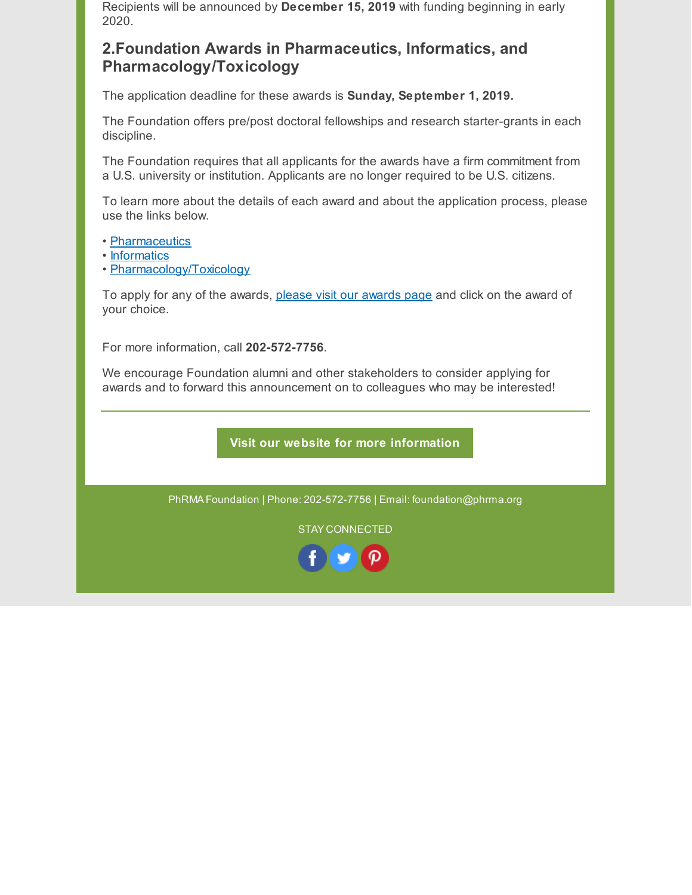Recipients will be announced by **December 15, 2019** with funding beginning in early 2020.

## 2.Foundation Awards in Pharmaceutics, Informatics, and Pharmacology/Toxicology

The application deadline for these awards is **Sunday, September 1, 2019.**

The Foundation offers pre/post doctoral fellowships and research starter-grants in each discipline.

The Foundation requires that all applicants for the awards have a firm commitment from a U.S. university or institution. Applicants are no longer required to be U.S. citizens.

To learn more about the details of each award and about the application process, please use the links below.

• Pharmaceutics
• Informatics
• Pharmacology/Toxicology

To apply for any of the awards, please visit our awards page and click on the award of your choice.

For more information, call **202-572-7756**.

We encourage Foundation alumni and other stakeholders to consider applying for awards and to forward this announcement on to colleagues who may be interested!

---

**Visit our website for more information**

PhRMA Foundation | Phone: 202-572-7756 | Email: foundation@phrma.org

STAY CONNECTED